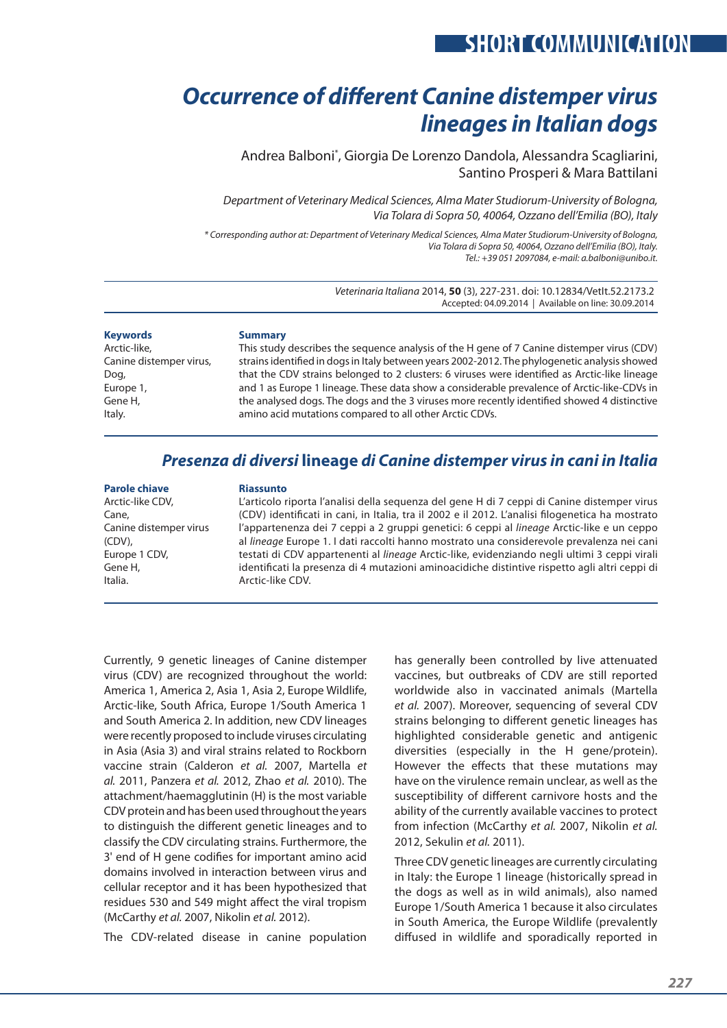SHORT COMMUNICATION

# *Occurrence of different Canine distemper virus lineages in Italian dogs*

Andrea Balboni[*], Giorgia De Lorenzo Dandola, Alessandra Scagliarini, Santino Prosperi & Mara Battilani

*Department of Veterinary Medical Sciences, Alma Mater Studiorum-University of Bologna, Via Tolara di Sopra 50, 40064, Ozzano dell'Emilia (BO), Italy*

*\* Corresponding author at: Department of Veterinary Medical Sciences, Alma Mater Studiorum-University of Bologna, Via Tolara di Sopra 50, 40064, Ozzano dell'Emilia (BO), Italy. Tel.: +39 051 2097084, e-mail: a.balboni@unibo.it.*

*Veterinaria Italiana* 2014, **50** (3), 227-231. doi: 10.12834/VetIt.52.2173.2
Accepted: 04.09.2014 | Available on line: 30.09.2014

**Keywords**
Arctic-like,
Canine distemper virus,
Dog,
Europe 1,
Gene H,
Italy.

**Summary**
This study describes the sequence analysis of the H gene of 7 Canine distemper virus (CDV) strains identified in dogs in Italy between years 2002-2012. The phylogenetic analysis showed that the CDV strains belonged to 2 clusters: 6 viruses were identified as Arctic-like lineage and 1 as Europe 1 lineage. These data show a considerable prevalence of Arctic-like-CDVs in the analysed dogs. The dogs and the 3 viruses more recently identified showed 4 distinctive amino acid mutations compared to all other Arctic CDVs.

## *Presenza di diversi* lineage *di Canine distemper virus in cani in Italia*

**Parole chiave**
Arctic-like CDV,
Cane,
Canine distemper virus (CDV),
Europe 1 CDV,
Gene H,
Italia.

**Riassunto**
L'articolo riporta l'analisi della sequenza del gene H di 7 ceppi di Canine distemper virus (CDV) identificati in cani, in Italia, tra il 2002 e il 2012. L'analisi filogenetica ha mostrato l'appartenenza dei 7 ceppi a 2 gruppi genetici: 6 ceppi al *lineage* Arctic-like e un ceppo al *lineage* Europe 1. I dati raccolti hanno mostrato una considerevole prevalenza nei cani testati di CDV appartenenti al *lineage* Arctic-like, evidenziando negli ultimi 3 ceppi virali identificati la presenza di 4 mutazioni aminoacidiche distintive rispetto agli altri ceppi di Arctic-like CDV.

Currently, 9 genetic lineages of Canine distemper virus (CDV) are recognized throughout the world: America 1, America 2, Asia 1, Asia 2, Europe Wildlife, Arctic-like, South Africa, Europe 1/South America 1 and South America 2. In addition, new CDV lineages were recently proposed to include viruses circulating in Asia (Asia 3) and viral strains related to Rockborn vaccine strain (Calderon *et al.* 2007, Martella *et al.* 2011, Panzera *et al.* 2012, Zhao *et al.* 2010). The attachment/haemagglutinin (H) is the most variable CDV protein and has been used throughout the years to distinguish the different genetic lineages and to classify the CDV circulating strains. Furthermore, the 3' end of H gene codifies for important amino acid domains involved in interaction between virus and cellular receptor and it has been hypothesized that residues 530 and 549 might affect the viral tropism (McCarthy *et al.* 2007, Nikolin *et al.* 2012).

The CDV-related disease in canine population has generally been controlled by live attenuated vaccines, but outbreaks of CDV are still reported worldwide also in vaccinated animals (Martella *et al.* 2007). Moreover, sequencing of several CDV strains belonging to different genetic lineages has highlighted considerable genetic and antigenic diversities (especially in the H gene/protein). However the effects that these mutations may have on the virulence remain unclear, as well as the susceptibility of different carnivore hosts and the ability of the currently available vaccines to protect from infection (McCarthy *et al.* 2007, Nikolin *et al.* 2012, Sekulin *et al.* 2011).

Three CDV genetic lineages are currently circulating in Italy: the Europe 1 lineage (historically spread in the dogs as well as in wild animals), also named Europe 1/South America 1 because it also circulates in South America, the Europe Wildlife (prevalently diffused in wildlife and sporadically reported in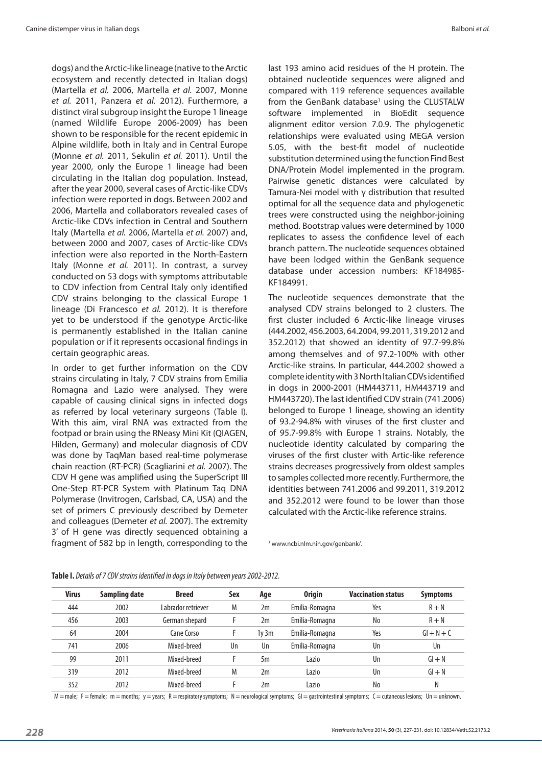dogs) and the Arctic-like lineage (native to the Arctic ecosystem and recently detected in Italian dogs) (Martella *et al.* 2006, Martella *et al.* 2007, Monne *et al.* 2011, Panzera *et al.* 2012). Furthermore, a distinct viral subgroup insight the Europe 1 lineage (named Wildlife Europe 2006-2009) has been shown to be responsible for the recent epidemic in Alpine wildlife, both in Italy and in Central Europe (Monne *et al.* 2011, Sekulin *et al.* 2011). Until the year 2000, only the Europe 1 lineage had been circulating in the Italian dog population. Instead, after the year 2000, several cases of Arctic-like CDVs infection were reported in dogs. Between 2002 and 2006, Martella and collaborators revealed cases of Arctic-like CDVs infection in Central and Southern Italy (Martella *et al.* 2006, Martella *et al.* 2007) and, between 2000 and 2007, cases of Arctic-like CDVs infection were also reported in the North-Eastern Italy (Monne *et al.* 2011). In contrast, a survey conducted on 53 dogs with symptoms attributable to CDV infection from Central Italy only identified CDV strains belonging to the classical Europe 1 lineage (Di Francesco *et al.* 2012). It is therefore yet to be understood if the genotype Arctic-like is permanently established in the Italian canine population or if it represents occasional findings in certain geographic areas.

In order to get further information on the CDV strains circulating in Italy, 7 CDV strains from Emilia Romagna and Lazio were analysed. They were capable of causing clinical signs in infected dogs as referred by local veterinary surgeons (Table I). With this aim, viral RNA was extracted from the footpad or brain using the RNeasy Mini Kit (QIAGEN, Hilden, Germany) and molecular diagnosis of CDV was done by TaqMan based real-time polymerase chain reaction (RT-PCR) (Scagliarini *et al.* 2007). The CDV H gene was amplified using the SuperScript III One-Step RT-PCR System with Platinum Taq DNA Polymerase (Invitrogen, Carlsbad, CA, USA) and the set of primers C previously described by Demeter and colleagues (Demeter *et al.* 2007). The extremity 3' of H gene was directly sequenced obtaining a fragment of 582 bp in length, corresponding to the last 193 amino acid residues of the H protein. The obtained nucleotide sequences were aligned and compared with 119 reference sequences available from the GenBank database[1] using the CLUSTALW software implemented in BioEdit sequence alignment editor version 7.0.9. The phylogenetic relationships were evaluated using MEGA version 5.05, with the best-fit model of nucleotide substitution determined using the function Find Best DNA/Protein Model implemented in the program. Pairwise genetic distances were calculated by Tamura-Nei model with γ distribution that resulted optimal for all the sequence data and phylogenetic trees were constructed using the neighbor-joining method. Bootstrap values were determined by 1000 replicates to assess the confidence level of each branch pattern. The nucleotide sequences obtained have been lodged within the GenBank sequence database under accession numbers: KF184985-KF184991.

The nucleotide sequences demonstrate that the analysed CDV strains belonged to 2 clusters. The first cluster included 6 Arctic-like lineage viruses (444.2002, 456.2003, 64.2004, 99.2011, 319.2012 and 352.2012) that showed an identity of 97.7-99.8% among themselves and of 97.2-100% with other Arctic-like strains. In particular, 444.2002 showed a complete identity with 3 North Italian CDVs identified in dogs in 2000-2001 (HM443711, HM443719 and HM443720). The last identified CDV strain (741.2006) belonged to Europe 1 lineage, showing an identity of 93.2-94.8% with viruses of the first cluster and of 95.7-99.8% with Europe 1 strains. Notably, the nucleotide identity calculated by comparing the viruses of the first cluster with Artic-like reference strains decreases progressively from oldest samples to samples collected more recently. Furthermore, the identities between 741.2006 and 99.2011, 319.2012 and 352.2012 were found to be lower than those calculated with the Arctic-like reference strains.

[1] www.ncbi.nlm.nih.gov/genbank/.

**Table I.** *Details of 7 CDV strains identified in dogs in Italy between years 2002-2012.*

| Virus | Sampling date | Breed | Sex | Age | Origin | Vaccination status | Symptoms |
|---|---|---|---|---|---|---|---|
| 444 | 2002 | Labrador retriever | M | 2m | Emilia-Romagna | Yes | R + N |
| 456 | 2003 | German shepard | F | 2m | Emilia-Romagna | No | R + N |
| 64 | 2004 | Cane Corso | F | 1y 3m | Emilia-Romagna | Yes | GI + N + C |
| 741 | 2006 | Mixed-breed | Un | Un | Emilia-Romagna | Un | Un |
| 99 | 2011 | Mixed-breed | F | 5m | Lazio | Un | GI + N |
| 319 | 2012 | Mixed-breed | M | 2m | Lazio | Un | GI + N |
| 352 | 2012 | Mixed-breed | F | 2m | Lazio | No | N |

M = male; F = female; m = months; y = years; R = respiratory symptoms; N = neurological symptoms; GI = gastrointestinal symptoms; C = cutaneous lesions; Un = unknown.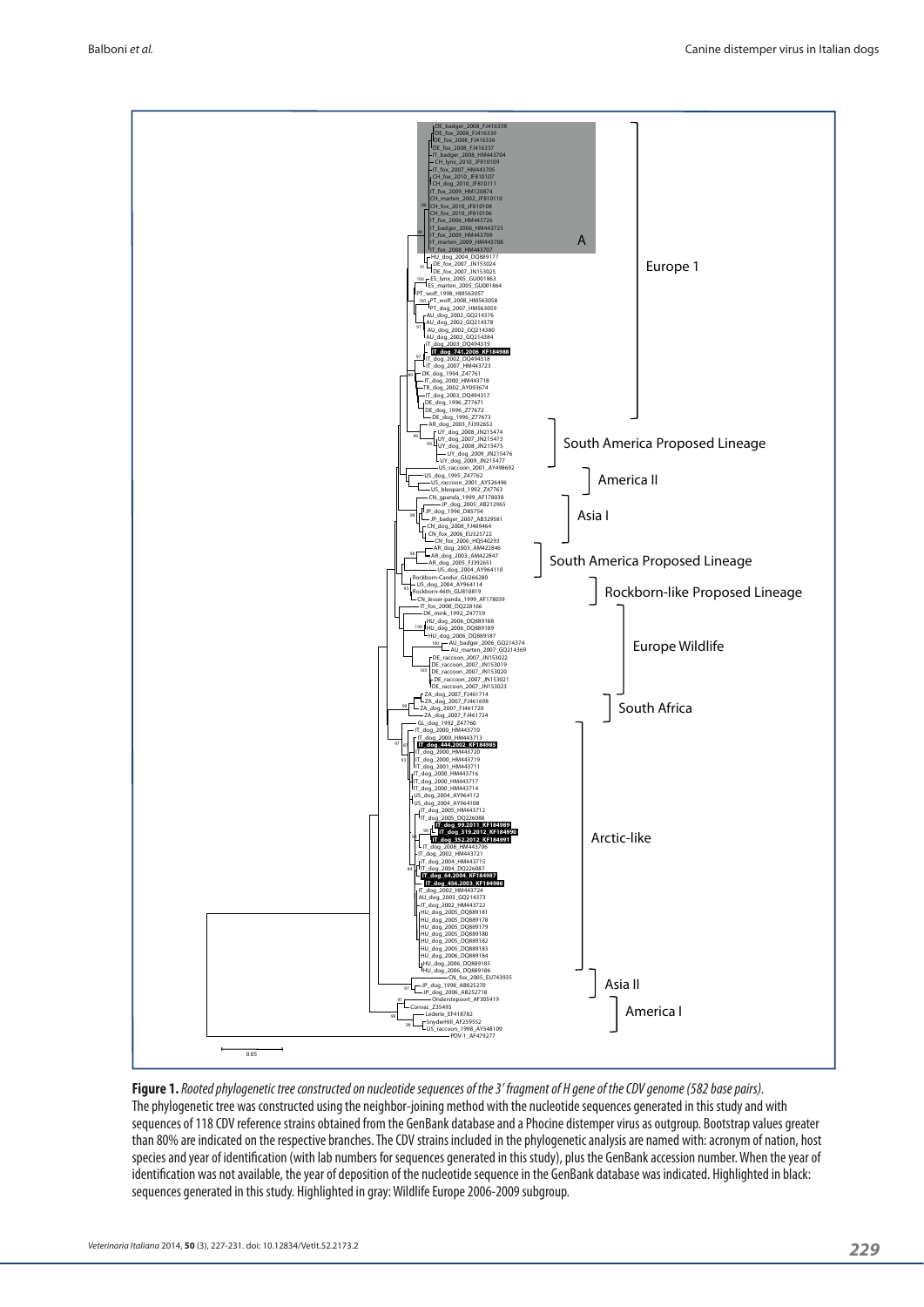**Figure 1.** *Rooted phylogenetic tree constructed on nucleotide sequences of the 3' fragment of H gene of the CDV genome (582 base pairs).*
The phylogenetic tree was constructed using the neighbor-joining method with the nucleotide sequences generated in this study and with sequences of 118 CDV reference strains obtained from the GenBank database and a Phocine distemper virus as outgroup. Bootstrap values greater than 80% are indicated on the respective branches. The CDV strains included in the phylogenetic analysis are named with: acronym of nation, host species and year of identification (with lab numbers for sequences generated in this study), plus the GenBank accession number. When the year of identification was not available, the year of deposition of the nucleotide sequence in the GenBank database was indicated. Highlighted in black: sequences generated in this study. Highlighted in gray: Wildlife Europe 2006-2009 subgroup.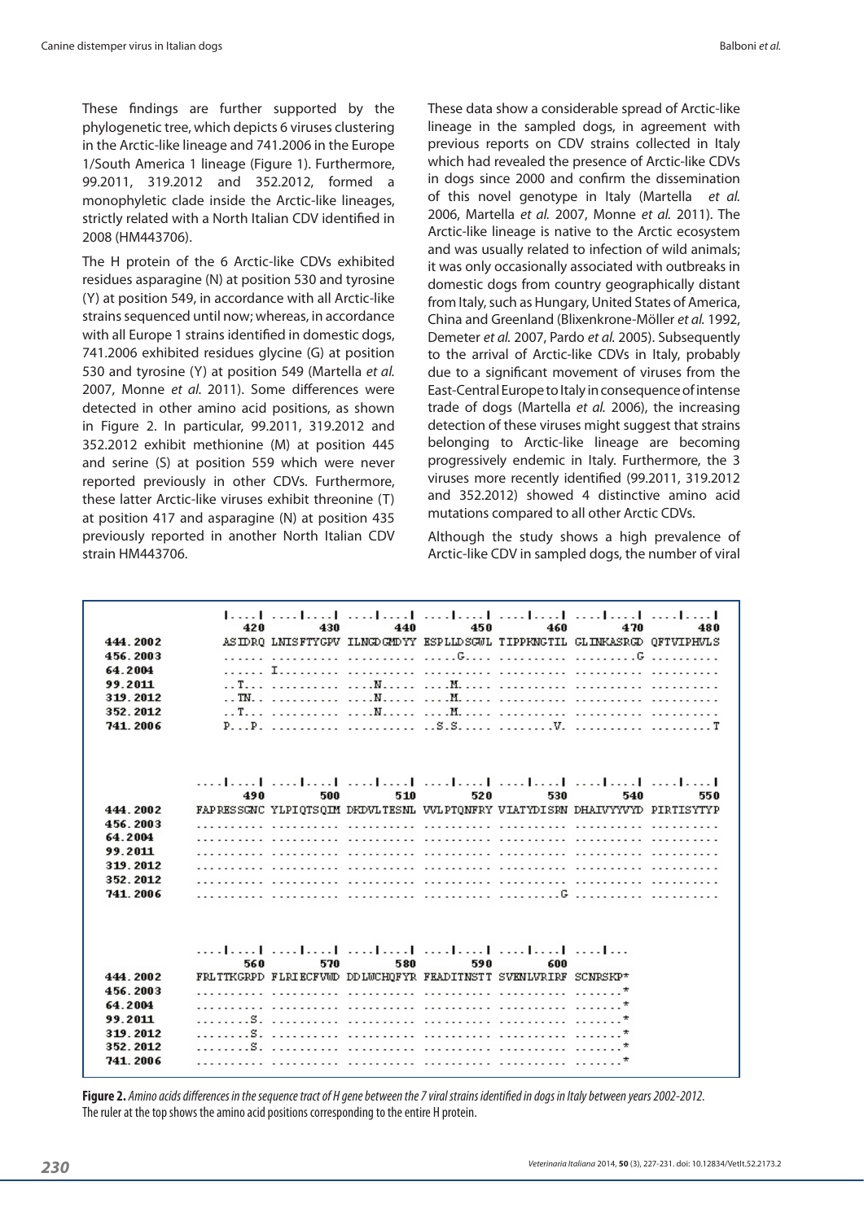These findings are further supported by the phylogenetic tree, which depicts 6 viruses clustering in the Arctic-like lineage and 741.2006 in the Europe 1/South America 1 lineage (Figure 1). Furthermore, 99.2011, 319.2012 and 352.2012, formed a monophyletic clade inside the Arctic-like lineages, strictly related with a North Italian CDV identified in 2008 (HM443706).

The H protein of the 6 Arctic-like CDVs exhibited residues asparagine (N) at position 530 and tyrosine (Y) at position 549, in accordance with all Arctic-like strains sequenced until now; whereas, in accordance with all Europe 1 strains identified in domestic dogs, 741.2006 exhibited residues glycine (G) at position 530 and tyrosine (Y) at position 549 (Martella *et al.* 2007, Monne *et al.* 2011). Some differences were detected in other amino acid positions, as shown in Figure 2. In particular, 99.2011, 319.2012 and 352.2012 exhibit methionine (M) at position 445 and serine (S) at position 559 which were never reported previously in other CDVs. Furthermore, these latter Arctic-like viruses exhibit threonine (T) at position 417 and asparagine (N) at position 435 previously reported in another North Italian CDV strain HM443706.

These data show a considerable spread of Arctic-like lineage in the sampled dogs, in agreement with previous reports on CDV strains collected in Italy which had revealed the presence of Arctic-like CDVs in dogs since 2000 and confirm the dissemination of this novel genotype in Italy (Martella *et al.* 2006, Martella *et al.* 2007, Monne *et al.* 2011). The Arctic-like lineage is native to the Arctic ecosystem and was usually related to infection of wild animals; it was only occasionally associated with outbreaks in domestic dogs from country geographically distant from Italy, such as Hungary, United States of America, China and Greenland (Blixenkrone-Möller *et al.* 1992, Demeter *et al.* 2007, Pardo *et al.* 2005). Subsequently to the arrival of Arctic-like CDVs in Italy, probably due to a significant movement of viruses from the East-Central Europe to Italy in consequence of intense trade of dogs (Martella *et al.* 2006), the increasing detection of these viruses might suggest that strains belonging to Arctic-like lineage are becoming progressively endemic in Italy. Furthermore, the 3 viruses more recently identified (99.2011, 319.2012 and 352.2012) showed 4 distinctive amino acid mutations compared to all other Arctic CDVs.

Although the study shows a high prevalence of Arctic-like CDV in sampled dogs, the number of viral

```
              |....| ....|....| ....|....| ....|....| ....|....| ....|....| ....|....|
                420       430       440       450       460       470       480
444.2002      ASIDRQ LNISFTYGPV ILNGDGMDYY ESPLLDSGWL TIPPKNGTIL GLINKASRGD QFTVIPHVLS
456.2003      ...... .......... .......... .....G.... .......... .........G ..........
64.2004       ...... I......... .......... .......... .......... .......... ..........
99.2011       ..T... .......... ....N..... ....M..... .......... .......... ..........
319.2012      ..TN.. .......... ....N..... ....M..... .......... .......... ..........
352.2012      ..T... .......... ....N..... ....M..... .......... .......... ..........
741.2006      P...P. .......... .......... ..S.S..... ........V. .......... .........T

              ....|....| ....|....| ....|....| ....|....| ....|....| ....|....| ....|....|
                490       500       510       520       530       540       550
444.2002      FAPRESSGNC YLPIQTSQIM DKDVLTESNL VVLPTQNFRY VIATYDISRN DHAIVYYVYD PIRTISYTYP
456.2003      .......... .......... .......... .......... .......... .......... ..........
64.2004       .......... .......... .......... .......... .......... .......... ..........
99.2011       .......... .......... .......... .......... .......... .......... ..........
319.2012      .......... .......... .......... .......... .......... .......... ..........
352.2012      .......... .......... .......... .......... .......... .......... ..........
741.2006      .......... .......... .......... .......... .........G .......... ..........

              ....|....| ....|....| ....|....| ....|....| ....|....| ....|...
                560       570       580       590       600
444.2002      FRLTTKGRPD FLRIECFVWD DDLWCHQFYR FEADITNSTT SVENLVRIRF SCNRSKP*
456.2003      .......... .......... .......... .......... .......... .......*
64.2004       .......... .......... .......... .......... .......... .......*
99.2011       ........S. .......... .......... .......... .......... .......*
319.2012      ........S. .......... .......... .......... .......... .......*
352.2012      ........S. .......... .......... .......... .......... .......*
741.2006      .......... .......... .......... .......... .......... .......*
```

**Figure 2.** *Amino acids differences in the sequence tract of H gene between the 7 viral strains identified in dogs in Italy between years 2002-2012.* The ruler at the top shows the amino acid positions corresponding to the entire H protein.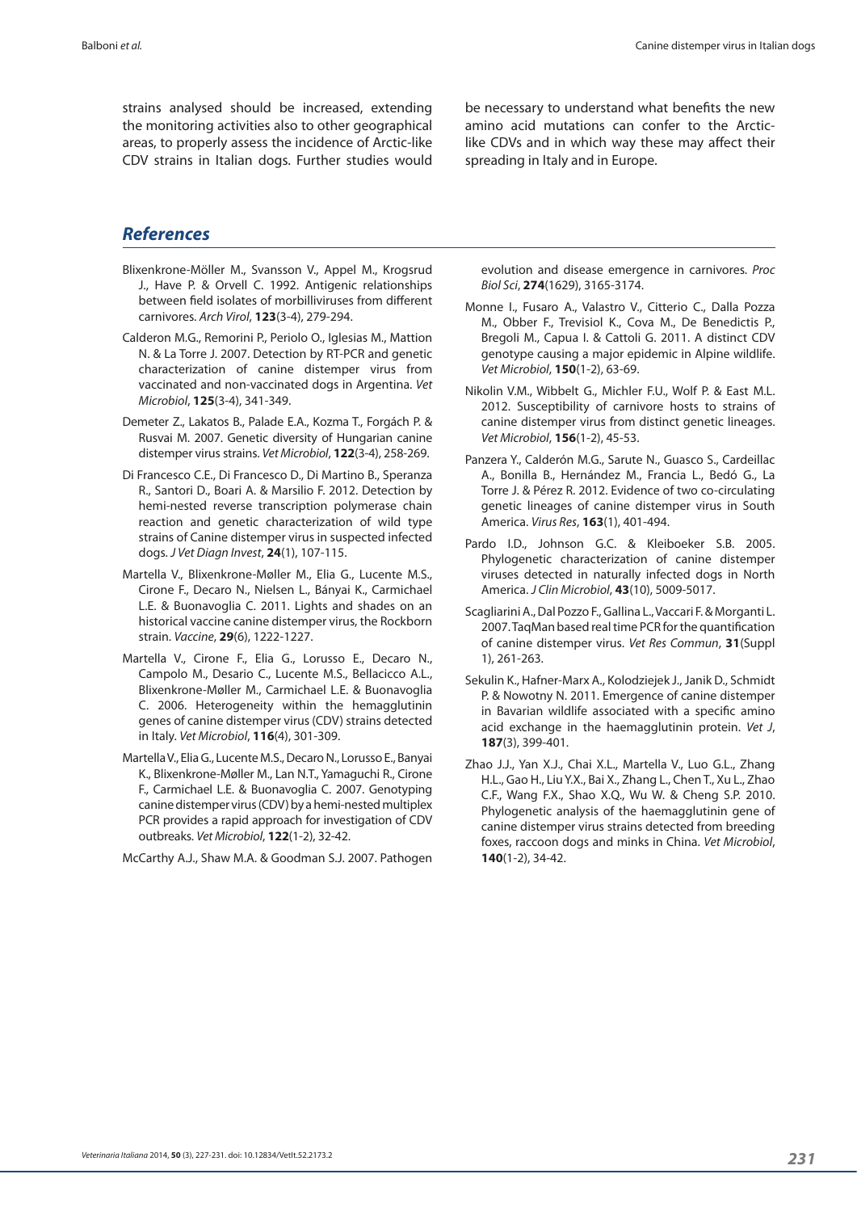strains analysed should be increased, extending the monitoring activities also to other geographical areas, to properly assess the incidence of Arctic-like CDV strains in Italian dogs. Further studies would be necessary to understand what benefits the new amino acid mutations can confer to the Arctic-like CDVs and in which way these may affect their spreading in Italy and in Europe.

## References

Blixenkrone-Möller M., Svansson V., Appel M., Krogsrud J., Have P. & Orvell C. 1992. Antigenic relationships between field isolates of morbilliviruses from different carnivores. *Arch Virol*, **123**(3-4), 279-294.

Calderon M.G., Remorini P., Periolo O., Iglesias M., Mattion N. & La Torre J. 2007. Detection by RT-PCR and genetic characterization of canine distemper virus from vaccinated and non-vaccinated dogs in Argentina. *Vet Microbiol*, **125**(3-4), 341-349.

Demeter Z., Lakatos B., Palade E.A., Kozma T., Forgách P. & Rusvai M. 2007. Genetic diversity of Hungarian canine distemper virus strains. *Vet Microbiol*, **122**(3-4), 258-269.

Di Francesco C.E., Di Francesco D., Di Martino B., Speranza R., Santori D., Boari A. & Marsilio F. 2012. Detection by hemi-nested reverse transcription polymerase chain reaction and genetic characterization of wild type strains of Canine distemper virus in suspected infected dogs. *J Vet Diagn Invest*, **24**(1), 107-115.

Martella V., Blixenkrone-Møller M., Elia G., Lucente M.S., Cirone F., Decaro N., Nielsen L., Bányai K., Carmichael L.E. & Buonavoglia C. 2011. Lights and shades on an historical vaccine canine distemper virus, the Rockborn strain. *Vaccine*, **29**(6), 1222-1227.

Martella V., Cirone F., Elia G., Lorusso E., Decaro N., Campolo M., Desario C., Lucente M.S., Bellacicco A.L., Blixenkrone-Møller M., Carmichael L.E. & Buonavoglia C. 2006. Heterogeneity within the hemagglutinin genes of canine distemper virus (CDV) strains detected in Italy. *Vet Microbiol*, **116**(4), 301-309.

Martella V., Elia G., Lucente M.S., Decaro N., Lorusso E., Banyai K., Blixenkrone-Møller M., Lan N.T., Yamaguchi R., Cirone F., Carmichael L.E. & Buonavoglia C. 2007. Genotyping canine distemper virus (CDV) by a hemi-nested multiplex PCR provides a rapid approach for investigation of CDV outbreaks. *Vet Microbiol*, **122**(1-2), 32-42.

McCarthy A.J., Shaw M.A. & Goodman S.J. 2007. Pathogen evolution and disease emergence in carnivores. *Proc Biol Sci*, **274**(1629), 3165-3174.

Monne I., Fusaro A., Valastro V., Citterio C., Dalla Pozza M., Obber F., Trevisiol K., Cova M., De Benedictis P., Bregoli M., Capua I. & Cattoli G. 2011. A distinct CDV genotype causing a major epidemic in Alpine wildlife. *Vet Microbiol*, **150**(1-2), 63-69.

Nikolin V.M., Wibbelt G., Michler F.U., Wolf P. & East M.L. 2012. Susceptibility of carnivore hosts to strains of canine distemper virus from distinct genetic lineages. *Vet Microbiol*, **156**(1-2), 45-53.

Panzera Y., Calderón M.G., Sarute N., Guasco S., Cardeillac A., Bonilla B., Hernández M., Francia L., Bedó G., La Torre J. & Pérez R. 2012. Evidence of two co-circulating genetic lineages of canine distemper virus in South America. *Virus Res*, **163**(1), 401-494.

Pardo I.D., Johnson G.C. & Kleiboeker S.B. 2005. Phylogenetic characterization of canine distemper viruses detected in naturally infected dogs in North America. *J Clin Microbiol*, **43**(10), 5009-5017.

Scagliarini A., Dal Pozzo F., Gallina L., Vaccari F. & Morganti L. 2007. TaqMan based real time PCR for the quantification of canine distemper virus. *Vet Res Commun*, **31**(Suppl 1), 261-263.

Sekulin K., Hafner-Marx A., Kolodziejek J., Janik D., Schmidt P. & Nowotny N. 2011. Emergence of canine distemper in Bavarian wildlife associated with a specific amino acid exchange in the haemagglutinin protein. *Vet J*, **187**(3), 399-401.

Zhao J.J., Yan X.J., Chai X.L., Martella V., Luo G.L., Zhang H.L., Gao H., Liu Y.X., Bai X., Zhang L., Chen T., Xu L., Zhao C.F., Wang F.X., Shao X.Q., Wu W. & Cheng S.P. 2010. Phylogenetic analysis of the haemagglutinin gene of canine distemper virus strains detected from breeding foxes, raccoon dogs and minks in China. *Vet Microbiol*, **140**(1-2), 34-42.